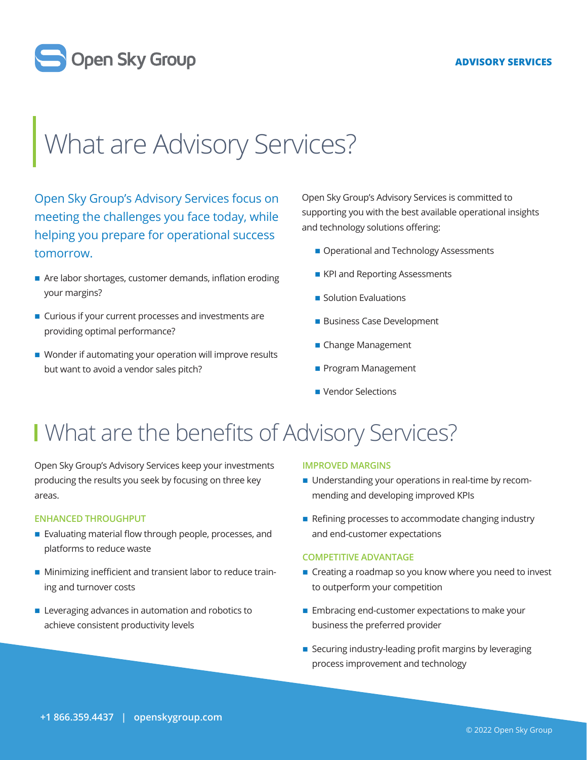Open Sky Group

ADVISORY SERVICES

# What are Advisory Services?

Open Sky Group's Advisory Services focus on meeting the challenges you face today, while helping you prepare for operational success tomorrow.

- Are labor shortages, customer demands, inflation eroding your margins?
- Curious if your current processes and investments are providing optimal performance?
- Wonder if automating your operation will improve results but want to avoid a vendor sales pitch?

Open Sky Group's Advisory Services is committed to supporting you with the best available operational insights and technology solutions offering:

- Operational and Technology Assessments
- KPI and Reporting Assessments
- Solution Evaluations
- Business Case Development
- Change Management
- Program Management
- Vendor Selections

# What are the benefits of Advisory Services?

Open Sky Group's Advisory Services keep your investments producing the results you seek by focusing on three key areas.

### ENHANCED THROUGHPUT

- Evaluating material flow through people, processes, and platforms to reduce waste
- Minimizing inefficient and transient labor to reduce training and turnover costs
- Leveraging advances in automation and robotics to achieve consistent productivity levels

### IMPROVED MARGINS

- Understanding your operations in real-time by recommending and developing improved KPIs
- Refining processes to accommodate changing industry and end-customer expectations

### COMPETITIVE ADVANTAGE

- Creating a roadmap so you know where you need to invest to outperform your competition
- Embracing end-customer expectations to make your business the preferred provider
- Securing industry-leading profit margins by leveraging process improvement and technology

**+1 866.359.4437 | openskygroup.com**

© 2022 Open Sky Group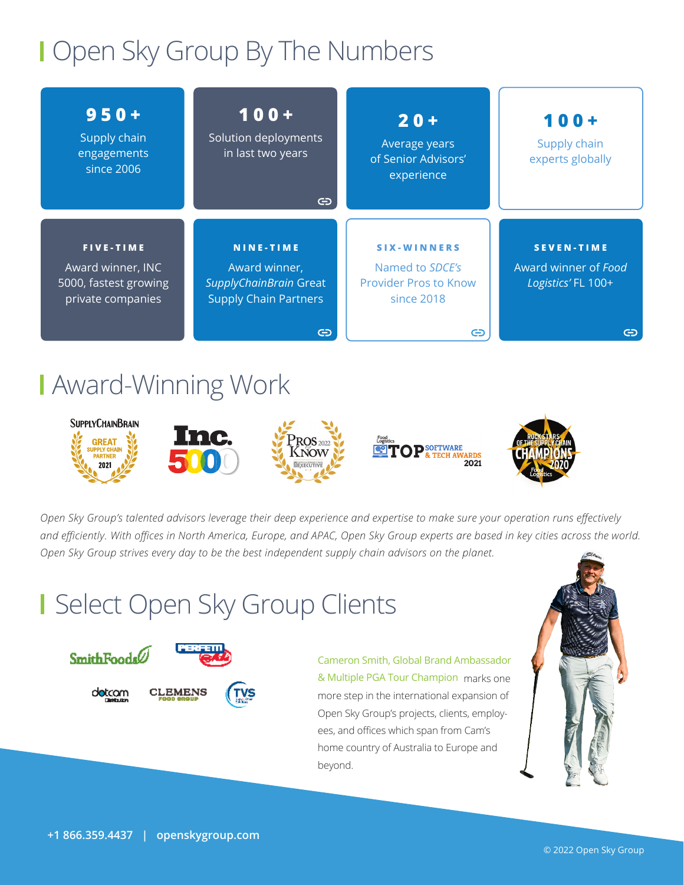# Open Sky Group By The Numbers

**950+**
Supply chain engagements since 2006

**100+**
Solution deployments in last two years

**20+**
Average years of Senior Advisors' experience

**100+**
Supply chain experts globally

**FIVE-TIME**
Award winner, INC 5000, fastest growing private companies

**NINE-TIME**
Award winner, *SupplyChainBrain* Great Supply Chain Partners

**SIX-WINNERS**
Named to *SDCE's* Provider Pros to Know since 2018

**SEVEN-TIME**
Award winner of *Food Logistics'* FL 100+

# Award-Winning Work

*Open Sky Group's talented advisors leverage their deep experience and expertise to make sure your operation runs effectively and efficiently. With offices in North America, Europe, and APAC, Open Sky Group experts are based in key cities across the world. Open Sky Group strives every day to be the best independent supply chain advisors on the planet.*

# Select Open Sky Group Clients

Cameron Smith, Global Brand Ambassador & Multiple PGA Tour Champion marks one more step in the international expansion of Open Sky Group's projects, clients, employees, and offices which span from Cam's home country of Australia to Europe and beyond.

**+1 866.359.4437 | openskygroup.com**

© 2022 Open Sky Group